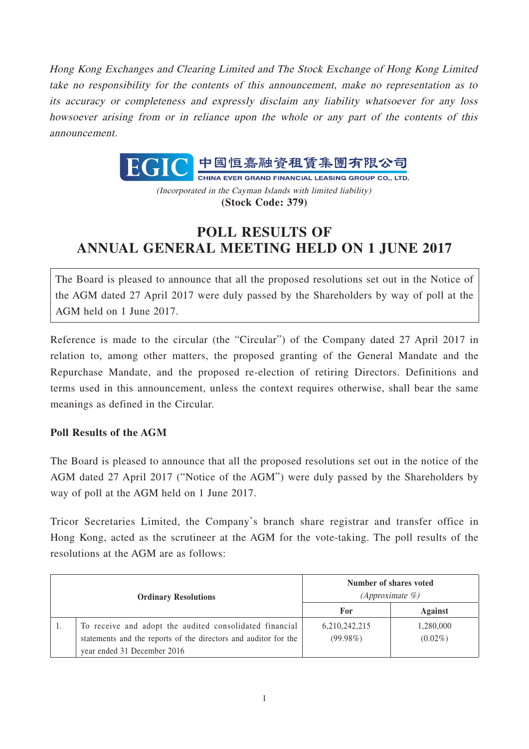*Hong Kong Exchanges and Clearing Limited and The Stock Exchange of Hong Kong Limited take no responsibility for the contents of this announcement, make no representation as to its accuracy or completeness and expressly disclaim any liability whatsoever for any loss howsoever arising from or in reliance upon the whole or any part of the contents of this announcement.*

EGIC 中國恒嘉融資租賃集團有限公司
CHINA EVER GRAND FINANCIAL LEASING GROUP CO., LTD.

*(Incorporated in the Cayman Islands with limited liability)*
**(Stock Code: 379)**

# POLL RESULTS OF ANNUAL GENERAL MEETING HELD ON 1 JUNE 2017

The Board is pleased to announce that all the proposed resolutions set out in the Notice of the AGM dated 27 April 2017 were duly passed by the Shareholders by way of poll at the AGM held on 1 June 2017.

Reference is made to the circular (the "Circular") of the Company dated 27 April 2017 in relation to, among other matters, the proposed granting of the General Mandate and the Repurchase Mandate, and the proposed re-election of retiring Directors. Definitions and terms used in this announcement, unless the context requires otherwise, shall bear the same meanings as defined in the Circular.

**Poll Results of the AGM**

The Board is pleased to announce that all the proposed resolutions set out in the notice of the AGM dated 27 April 2017 ("Notice of the AGM") were duly passed by the Shareholders by way of poll at the AGM held on 1 June 2017.

Tricor Secretaries Limited, the Company's branch share registrar and transfer office in Hong Kong, acted as the scrutineer at the AGM for the vote-taking. The poll results of the resolutions at the AGM are as follows:

| Ordinary Resolutions | | Number of shares voted *(Approximate %)* | |
|---|---|---|---|
| | | **For** | **Against** |
| 1. | To receive and adopt the audited consolidated financial statements and the reports of the directors and auditor for the year ended 31 December 2016 | 6,210,242,215 (99.98%) | 1,280,000 (0.02%) |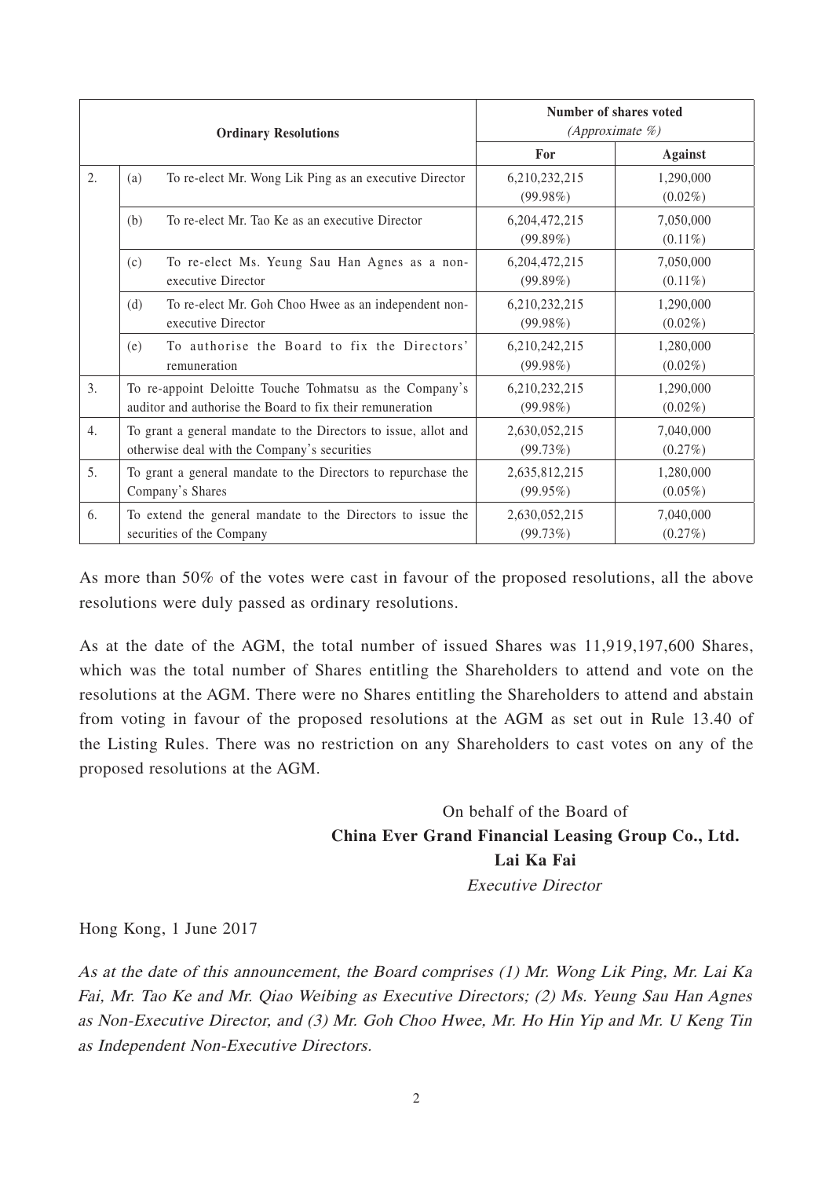| Ordinary Resolutions | | Number of shares voted (Approximate %) | |
|---|---|---|---|
| | | **For** | **Against** |
| 2. | (a) To re-elect Mr. Wong Lik Ping as an executive Director | 6,210,232,215 (99.98%) | 1,290,000 (0.02%) |
| | (b) To re-elect Mr. Tao Ke as an executive Director | 6,204,472,215 (99.89%) | 7,050,000 (0.11%) |
| | (c) To re-elect Ms. Yeung Sau Han Agnes as a non-executive Director | 6,204,472,215 (99.89%) | 7,050,000 (0.11%) |
| | (d) To re-elect Mr. Goh Choo Hwee as an independent non-executive Director | 6,210,232,215 (99.98%) | 1,290,000 (0.02%) |
| | (e) To authorise the Board to fix the Directors' remuneration | 6,210,242,215 (99.98%) | 1,280,000 (0.02%) |
| 3. | To re-appoint Deloitte Touche Tohmatsu as the Company's auditor and authorise the Board to fix their remuneration | 6,210,232,215 (99.98%) | 1,290,000 (0.02%) |
| 4. | To grant a general mandate to the Directors to issue, allot and otherwise deal with the Company's securities | 2,630,052,215 (99.73%) | 7,040,000 (0.27%) |
| 5. | To grant a general mandate to the Directors to repurchase the Company's Shares | 2,635,812,215 (99.95%) | 1,280,000 (0.05%) |
| 6. | To extend the general mandate to the Directors to issue the securities of the Company | 2,630,052,215 (99.73%) | 7,040,000 (0.27%) |

As more than 50% of the votes were cast in favour of the proposed resolutions, all the above resolutions were duly passed as ordinary resolutions.

As at the date of the AGM, the total number of issued Shares was 11,919,197,600 Shares, which was the total number of Shares entitling the Shareholders to attend and vote on the resolutions at the AGM. There were no Shares entitling the Shareholders to attend and abstain from voting in favour of the proposed resolutions at the AGM as set out in Rule 13.40 of the Listing Rules. There was no restriction on any Shareholders to cast votes on any of the proposed resolutions at the AGM.

On behalf of the Board of
**China Ever Grand Financial Leasing Group Co., Ltd.**
**Lai Ka Fai**
*Executive Director*

Hong Kong, 1 June 2017

*As at the date of this announcement, the Board comprises (1) Mr. Wong Lik Ping, Mr. Lai Ka Fai, Mr. Tao Ke and Mr. Qiao Weibing as Executive Directors; (2) Ms. Yeung Sau Han Agnes as Non-Executive Director, and (3) Mr. Goh Choo Hwee, Mr. Ho Hin Yip and Mr. U Keng Tin as Independent Non-Executive Directors.*